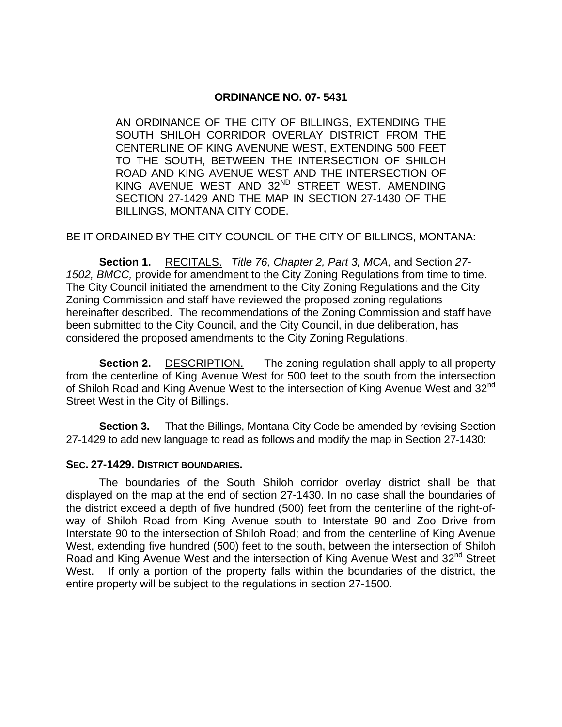# ORDINANCE NO. 07- 5431

AN ORDINANCE OF THE CITY OF BILLINGS, EXTENDING THE SOUTH SHILOH CORRIDOR OVERLAY DISTRICT FROM THE CENTERLINE OF KING AVENUNE WEST, EXTENDING 500 FEET TO THE SOUTH, BETWEEN THE INTERSECTION OF SHILOH ROAD AND KING AVENUE WEST AND THE INTERSECTION OF KING AVENUE WEST AND 32ND STREET WEST. AMENDING SECTION 27-1429 AND THE MAP IN SECTION 27-1430 OF THE BILLINGS, MONTANA CITY CODE.

BE IT ORDAINED BY THE CITY COUNCIL OF THE CITY OF BILLINGS, MONTANA:

**Section 1.** RECITALS. *Title 76, Chapter 2, Part 3, MCA,* and Section *27-1502, BMCC,* provide for amendment to the City Zoning Regulations from time to time. The City Council initiated the amendment to the City Zoning Regulations and the City Zoning Commission and staff have reviewed the proposed zoning regulations hereinafter described. The recommendations of the Zoning Commission and staff have been submitted to the City Council, and the City Council, in due deliberation, has considered the proposed amendments to the City Zoning Regulations.

**Section 2.** DESCRIPTION. The zoning regulation shall apply to all property from the centerline of King Avenue West for 500 feet to the south from the intersection of Shiloh Road and King Avenue West to the intersection of King Avenue West and 32nd Street West in the City of Billings.

**Section 3.** That the Billings, Montana City Code be amended by revising Section 27-1429 to add new language to read as follows and modify the map in Section 27-1430:

**SEC. 27-1429. DISTRICT BOUNDARIES.**

The boundaries of the South Shiloh corridor overlay district shall be that displayed on the map at the end of section 27-1430. In no case shall the boundaries of the district exceed a depth of five hundred (500) feet from the centerline of the right-of-way of Shiloh Road from King Avenue south to Interstate 90 and Zoo Drive from Interstate 90 to the intersection of Shiloh Road; and from the centerline of King Avenue West, extending five hundred (500) feet to the south, between the intersection of Shiloh Road and King Avenue West and the intersection of King Avenue West and 32nd Street West. If only a portion of the property falls within the boundaries of the district, the entire property will be subject to the regulations in section 27-1500.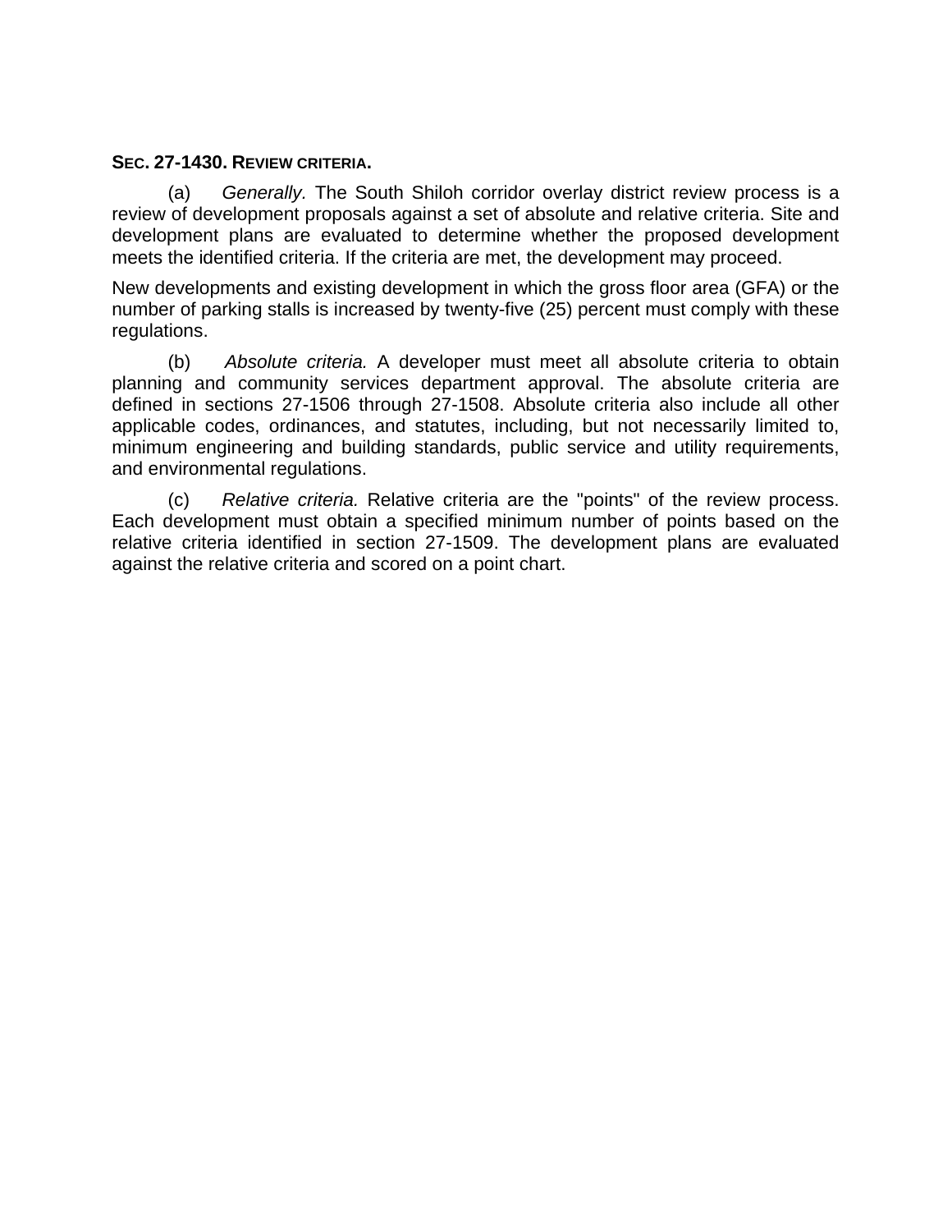**SEC. 27-1430. REVIEW CRITERIA.**

(a) *Generally.* The South Shiloh corridor overlay district review process is a review of development proposals against a set of absolute and relative criteria. Site and development plans are evaluated to determine whether the proposed development meets the identified criteria. If the criteria are met, the development may proceed.

New developments and existing development in which the gross floor area (GFA) or the number of parking stalls is increased by twenty-five (25) percent must comply with these regulations.

(b) *Absolute criteria.* A developer must meet all absolute criteria to obtain planning and community services department approval. The absolute criteria are defined in sections 27-1506 through 27-1508. Absolute criteria also include all other applicable codes, ordinances, and statutes, including, but not necessarily limited to, minimum engineering and building standards, public service and utility requirements, and environmental regulations.

(c) *Relative criteria.* Relative criteria are the "points" of the review process. Each development must obtain a specified minimum number of points based on the relative criteria identified in section 27-1509. The development plans are evaluated against the relative criteria and scored on a point chart.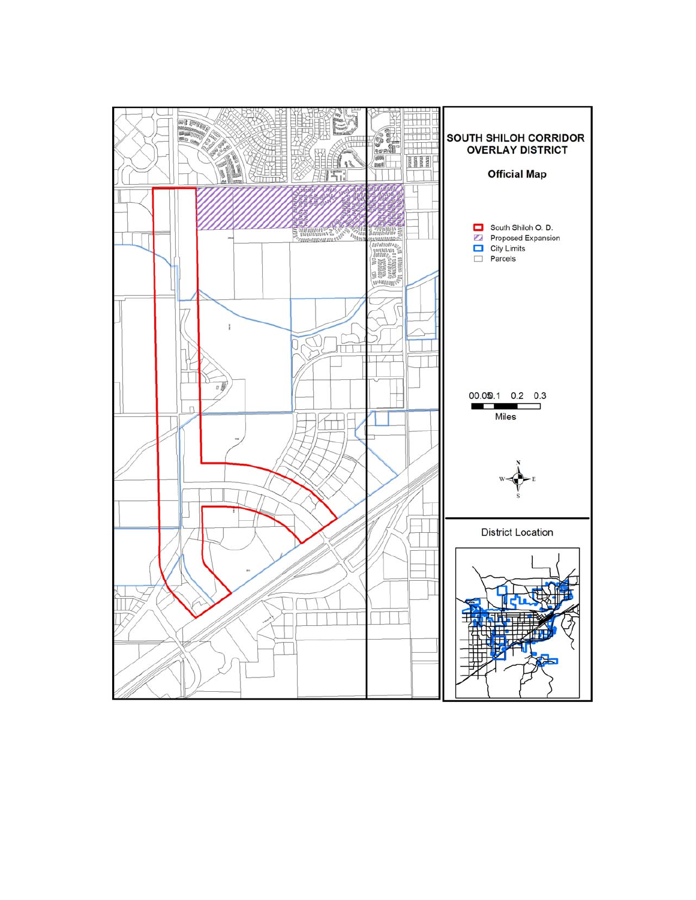# SOUTH SHILOH CORRIDOR OVERLAY DISTRICT

## Official Map

- South Shiloh O. D.
- Proposed Expansion
- City Limits
- Parcels

0 0.05 0.1 0.2 0.3

Miles

N

W E

S

District Location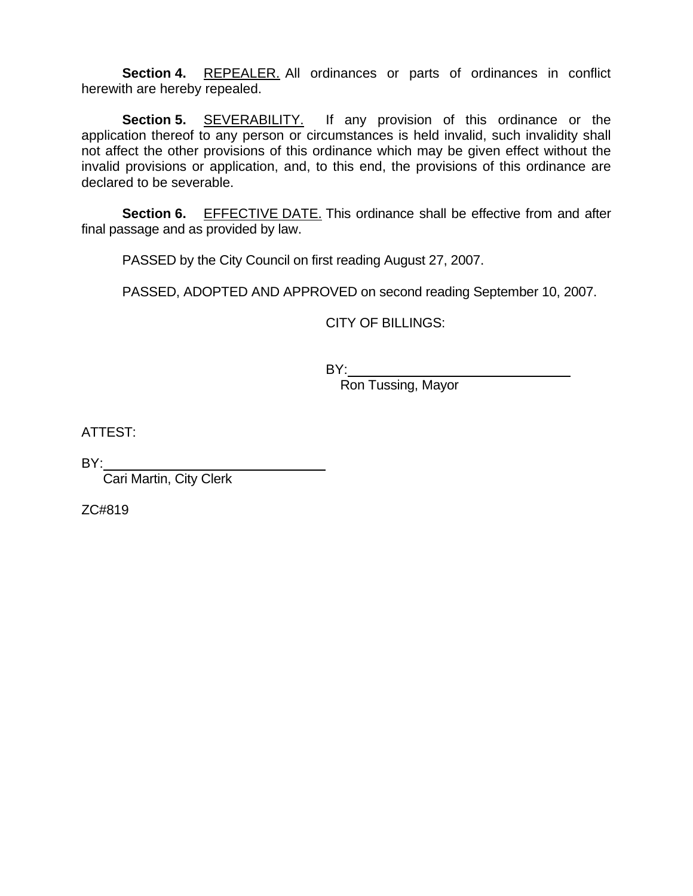**Section 4.** REPEALER. All ordinances or parts of ordinances in conflict herewith are hereby repealed.

**Section 5.** SEVERABILITY. If any provision of this ordinance or the application thereof to any person or circumstances is held invalid, such invalidity shall not affect the other provisions of this ordinance which may be given effect without the invalid provisions or application, and, to this end, the provisions of this ordinance are declared to be severable.

**Section 6.** EFFECTIVE DATE. This ordinance shall be effective from and after final passage and as provided by law.

PASSED by the City Council on first reading August 27, 2007.

PASSED, ADOPTED AND APPROVED on second reading September 10, 2007.

CITY OF BILLINGS:

BY:______________________________
Ron Tussing, Mayor

ATTEST:

BY:______________________________
Cari Martin, City Clerk

ZC#819